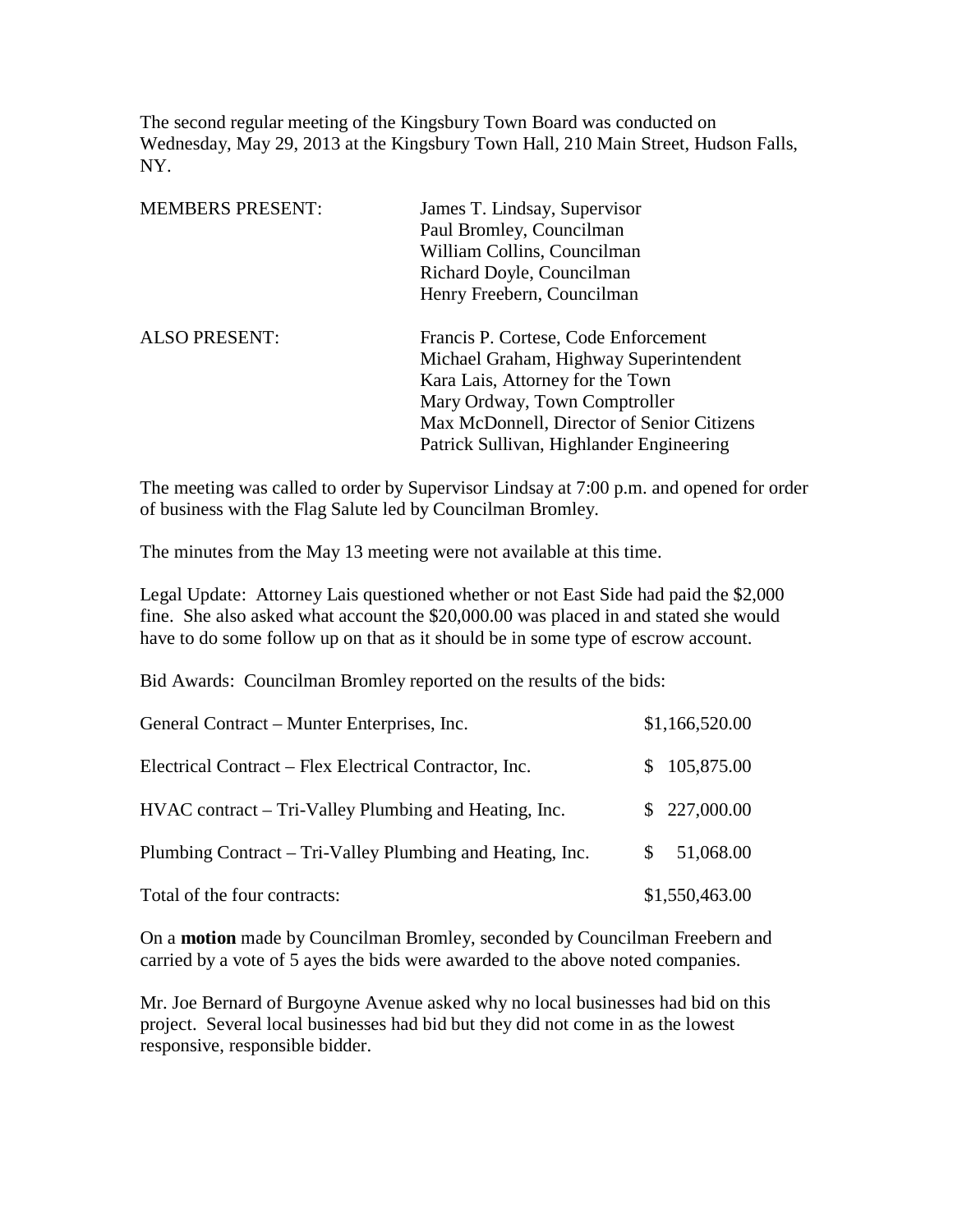The second regular meeting of the Kingsbury Town Board was conducted on Wednesday, May 29, 2013 at the Kingsbury Town Hall, 210 Main Street, Hudson Falls, NY.

| | |
|---|---|
| MEMBERS PRESENT: | James T. Lindsay, Supervisor<br>Paul Bromley, Councilman<br>William Collins, Councilman<br>Richard Doyle, Councilman<br>Henry Freebern, Councilman |
| ALSO PRESENT: | Francis P. Cortese, Code Enforcement<br>Michael Graham, Highway Superintendent<br>Kara Lais, Attorney for the Town<br>Mary Ordway, Town Comptroller<br>Max McDonnell, Director of Senior Citizens<br>Patrick Sullivan, Highlander Engineering |

The meeting was called to order by Supervisor Lindsay at 7:00 p.m. and opened for order of business with the Flag Salute led by Councilman Bromley.

The minutes from the May 13 meeting were not available at this time.

Legal Update: Attorney Lais questioned whether or not East Side had paid the $2,000 fine. She also asked what account the $20,000.00 was placed in and stated she would have to do some follow up on that as it should be in some type of escrow account.

Bid Awards: Councilman Bromley reported on the results of the bids:

| | |
|---|---|
| General Contract – Munter Enterprises, Inc. | $1,166,520.00 |
| Electrical Contract – Flex Electrical Contractor, Inc. | $ 105,875.00 |
| HVAC contract – Tri-Valley Plumbing and Heating, Inc. | $ 227,000.00 |
| Plumbing Contract – Tri-Valley Plumbing and Heating, Inc. | $ 51,068.00 |
| Total of the four contracts: | $1,550,463.00 |

On a **motion** made by Councilman Bromley, seconded by Councilman Freebern and carried by a vote of 5 ayes the bids were awarded to the above noted companies.

Mr. Joe Bernard of Burgoyne Avenue asked why no local businesses had bid on this project. Several local businesses had bid but they did not come in as the lowest responsive, responsible bidder.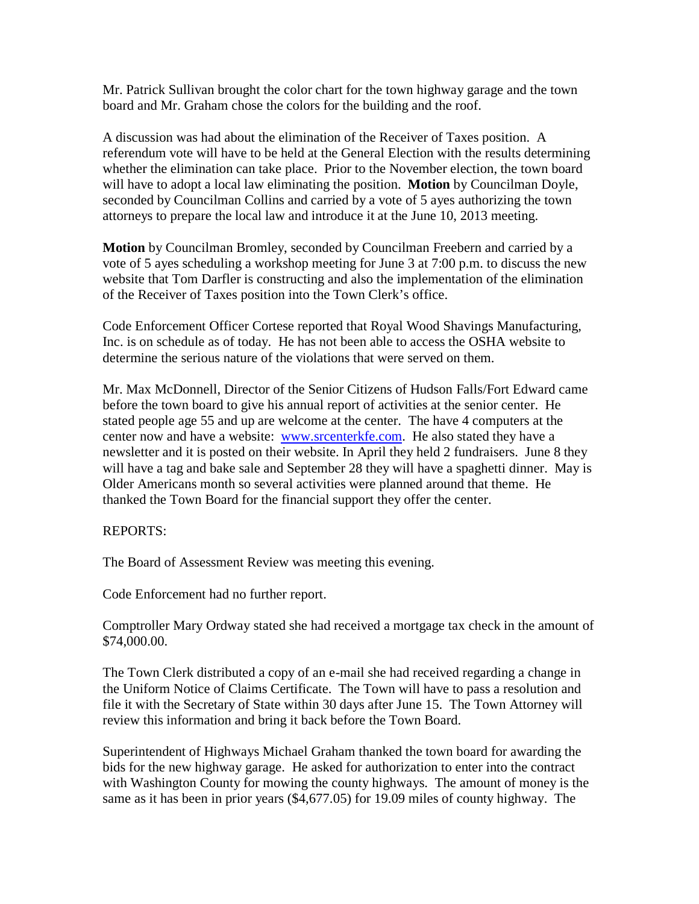Mr. Patrick Sullivan brought the color chart for the town highway garage and the town board and Mr. Graham chose the colors for the building and the roof.

A discussion was had about the elimination of the Receiver of Taxes position. A referendum vote will have to be held at the General Election with the results determining whether the elimination can take place. Prior to the November election, the town board will have to adopt a local law eliminating the position. **Motion** by Councilman Doyle, seconded by Councilman Collins and carried by a vote of 5 ayes authorizing the town attorneys to prepare the local law and introduce it at the June 10, 2013 meeting.

**Motion** by Councilman Bromley, seconded by Councilman Freebern and carried by a vote of 5 ayes scheduling a workshop meeting for June 3 at 7:00 p.m. to discuss the new website that Tom Darfler is constructing and also the implementation of the elimination of the Receiver of Taxes position into the Town Clerk's office.

Code Enforcement Officer Cortese reported that Royal Wood Shavings Manufacturing, Inc. is on schedule as of today. He has not been able to access the OSHA website to determine the serious nature of the violations that were served on them.

Mr. Max McDonnell, Director of the Senior Citizens of Hudson Falls/Fort Edward came before the town board to give his annual report of activities at the senior center. He stated people age 55 and up are welcome at the center. The have 4 computers at the center now and have a website: [www.srcenterkfe.com](http://www.srcenterkfe.com). He also stated they have a newsletter and it is posted on their website. In April they held 2 fundraisers. June 8 they will have a tag and bake sale and September 28 they will have a spaghetti dinner. May is Older Americans month so several activities were planned around that theme. He thanked the Town Board for the financial support they offer the center.

REPORTS:

The Board of Assessment Review was meeting this evening.

Code Enforcement had no further report.

Comptroller Mary Ordway stated she had received a mortgage tax check in the amount of $74,000.00.

The Town Clerk distributed a copy of an e-mail she had received regarding a change in the Uniform Notice of Claims Certificate. The Town will have to pass a resolution and file it with the Secretary of State within 30 days after June 15. The Town Attorney will review this information and bring it back before the Town Board.

Superintendent of Highways Michael Graham thanked the town board for awarding the bids for the new highway garage. He asked for authorization to enter into the contract with Washington County for mowing the county highways. The amount of money is the same as it has been in prior years ($4,677.05) for 19.09 miles of county highway. The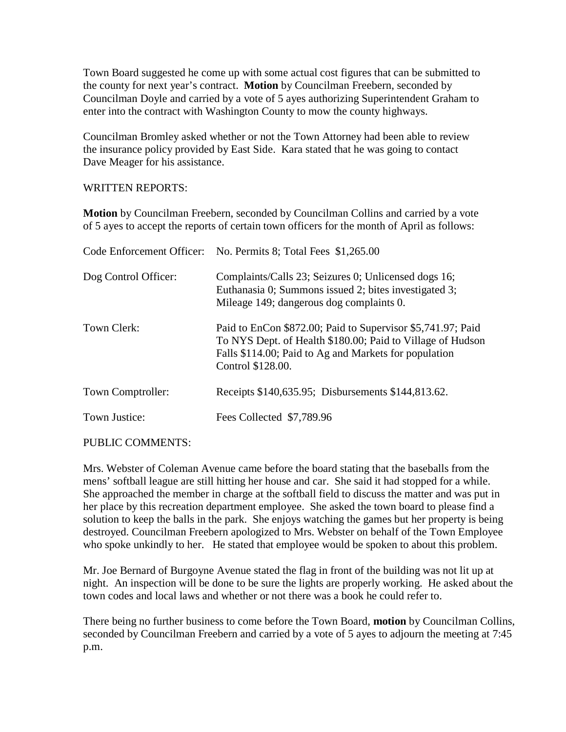Town Board suggested he come up with some actual cost figures that can be submitted to the county for next year's contract. **Motion** by Councilman Freebern, seconded by Councilman Doyle and carried by a vote of 5 ayes authorizing Superintendent Graham to enter into the contract with Washington County to mow the county highways.

Councilman Bromley asked whether or not the Town Attorney had been able to review the insurance policy provided by East Side. Kara stated that he was going to contact Dave Meager for his assistance.

WRITTEN REPORTS:

**Motion** by Councilman Freebern, seconded by Councilman Collins and carried by a vote of 5 ayes to accept the reports of certain town officers for the month of April as follows:

| | |
|---|---|
| Code Enforcement Officer: | No. Permits 8; Total Fees $1,265.00 |
| Dog Control Officer: | Complaints/Calls 23; Seizures 0; Unlicensed dogs 16; Euthanasia 0; Summons issued 2; bites investigated 3; Mileage 149; dangerous dog complaints 0. |
| Town Clerk: | Paid to EnCon $872.00; Paid to Supervisor $5,741.97; Paid To NYS Dept. of Health $180.00; Paid to Village of Hudson Falls $114.00; Paid to Ag and Markets for population Control $128.00. |
| Town Comptroller: | Receipts $140,635.95; Disbursements $144,813.62. |
| Town Justice: | Fees Collected $7,789.96 |

PUBLIC COMMENTS:

Mrs. Webster of Coleman Avenue came before the board stating that the baseballs from the mens' softball league are still hitting her house and car. She said it had stopped for a while. She approached the member in charge at the softball field to discuss the matter and was put in her place by this recreation department employee. She asked the town board to please find a solution to keep the balls in the park. She enjoys watching the games but her property is being destroyed. Councilman Freebern apologized to Mrs. Webster on behalf of the Town Employee who spoke unkindly to her. He stated that employee would be spoken to about this problem.

Mr. Joe Bernard of Burgoyne Avenue stated the flag in front of the building was not lit up at night. An inspection will be done to be sure the lights are properly working. He asked about the town codes and local laws and whether or not there was a book he could refer to.

There being no further business to come before the Town Board, **motion** by Councilman Collins, seconded by Councilman Freebern and carried by a vote of 5 ayes to adjourn the meeting at 7:45 p.m.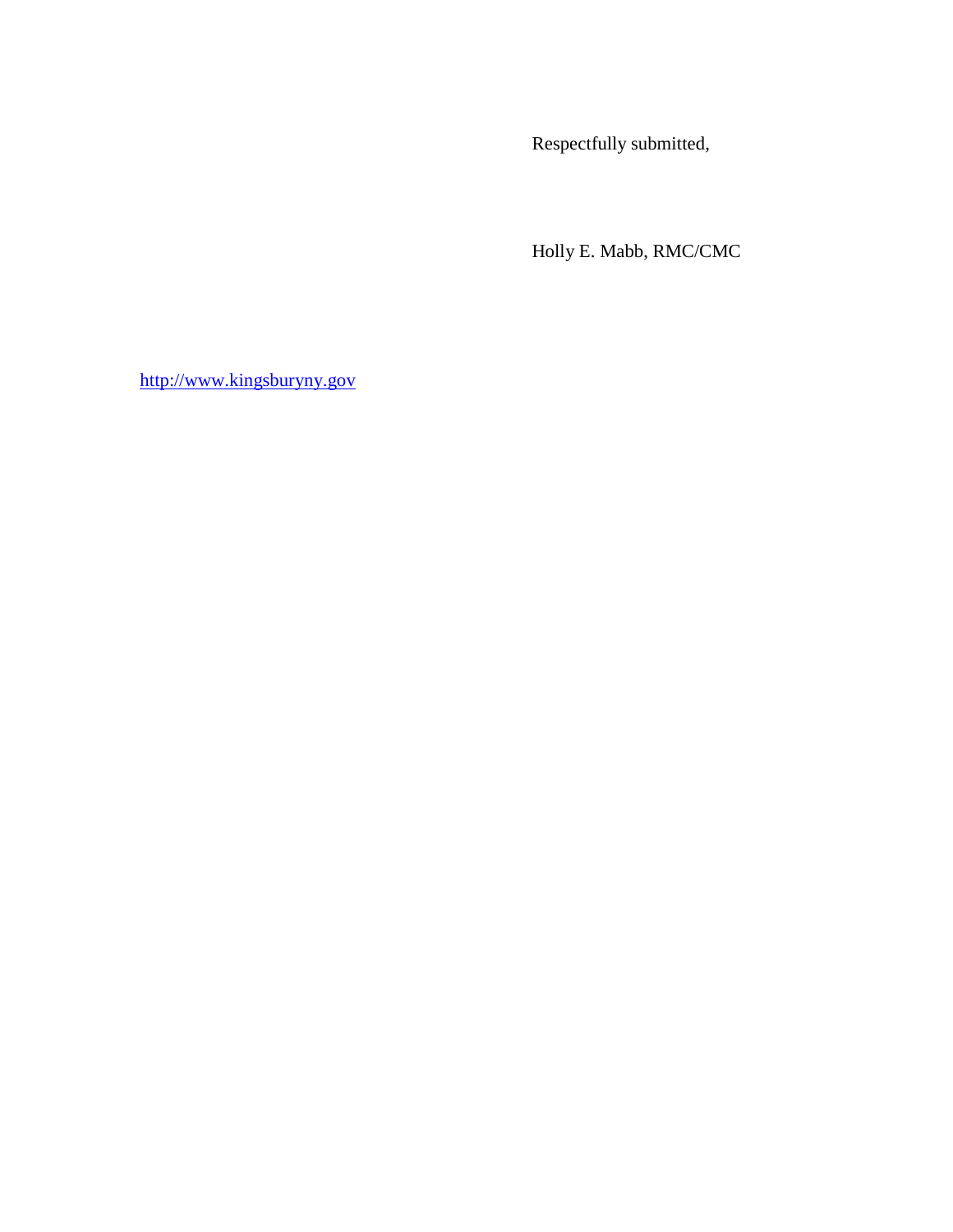Respectfully submitted,

Holly E. Mabb, RMC/CMC

[http://www.kingsburyny.gov](http://www.kingsburyny.gov)